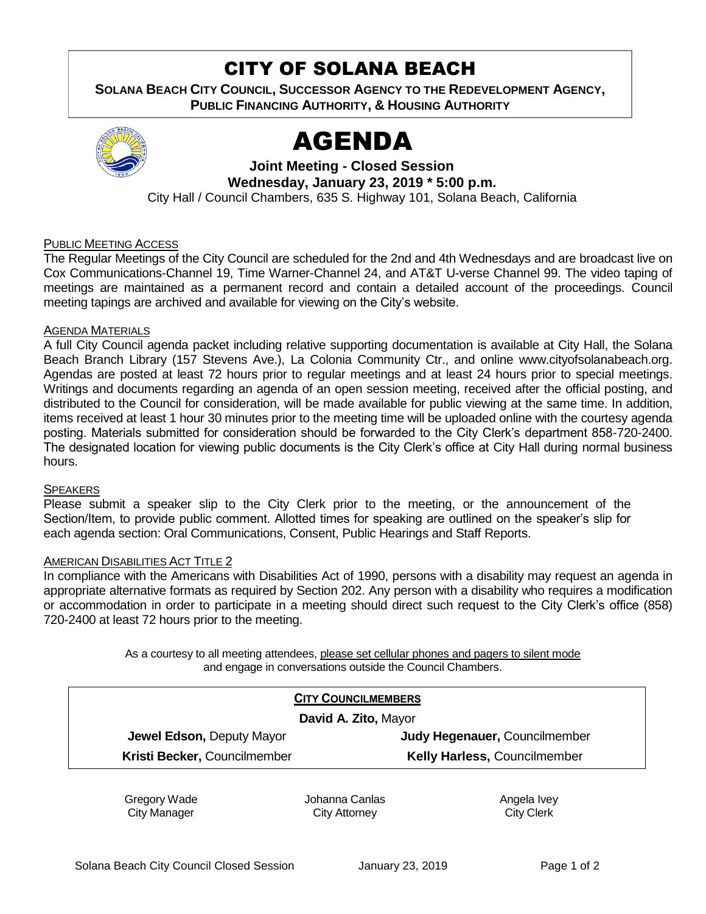# CITY OF SOLANA BEACH

**SOLANA BEACH CITY COUNCIL, SUCCESSOR AGENCY TO THE REDEVELOPMENT AGENCY, PUBLIC FINANCING AUTHORITY, & HOUSING AUTHORITY**

# AGENDA

**Joint Meeting - Closed Session**
**Wednesday, January 23, 2019 * 5:00 p.m.**
City Hall / Council Chambers, 635 S. Highway 101, Solana Beach, California

PUBLIC MEETING ACCESS

The Regular Meetings of the City Council are scheduled for the 2nd and 4th Wednesdays and are broadcast live on Cox Communications-Channel 19, Time Warner-Channel 24, and AT&T U-verse Channel 99. The video taping of meetings are maintained as a permanent record and contain a detailed account of the proceedings. Council meeting tapings are archived and available for viewing on the City's website.

AGENDA MATERIALS

A full City Council agenda packet including relative supporting documentation is available at City Hall, the Solana Beach Branch Library (157 Stevens Ave.), La Colonia Community Ctr., and online www.cityofsolanabeach.org. Agendas are posted at least 72 hours prior to regular meetings and at least 24 hours prior to special meetings. Writings and documents regarding an agenda of an open session meeting, received after the official posting, and distributed to the Council for consideration, will be made available for public viewing at the same time. In addition, items received at least 1 hour 30 minutes prior to the meeting time will be uploaded online with the courtesy agenda posting. Materials submitted for consideration should be forwarded to the City Clerk's department 858-720-2400. The designated location for viewing public documents is the City Clerk's office at City Hall during normal business hours.

SPEAKERS

Please submit a speaker slip to the City Clerk prior to the meeting, or the announcement of the Section/Item, to provide public comment. Allotted times for speaking are outlined on the speaker's slip for each agenda section: Oral Communications, Consent, Public Hearings and Staff Reports.

AMERICAN DISABILITIES ACT TITLE 2

In compliance with the Americans with Disabilities Act of 1990, persons with a disability may request an agenda in appropriate alternative formats as required by Section 202. Any person with a disability who requires a modification or accommodation in order to participate in a meeting should direct such request to the City Clerk's office (858) 720-2400 at least 72 hours prior to the meeting.

As a courtesy to all meeting attendees, please set cellular phones and pagers to silent mode and engage in conversations outside the Council Chambers.

**CITY COUNCILMEMBERS**

**David A. Zito,** Mayor

| | |
|---|---|
| **Jewel Edson,** Deputy Mayor | **Judy Hegenauer,** Councilmember |
| **Kristi Becker,** Councilmember | **Kelly Harless,** Councilmember |

| | | |
|---|---|---|
| Gregory Wade<br>City Manager | Johanna Canlas<br>City Attorney | Angela Ivey<br>City Clerk |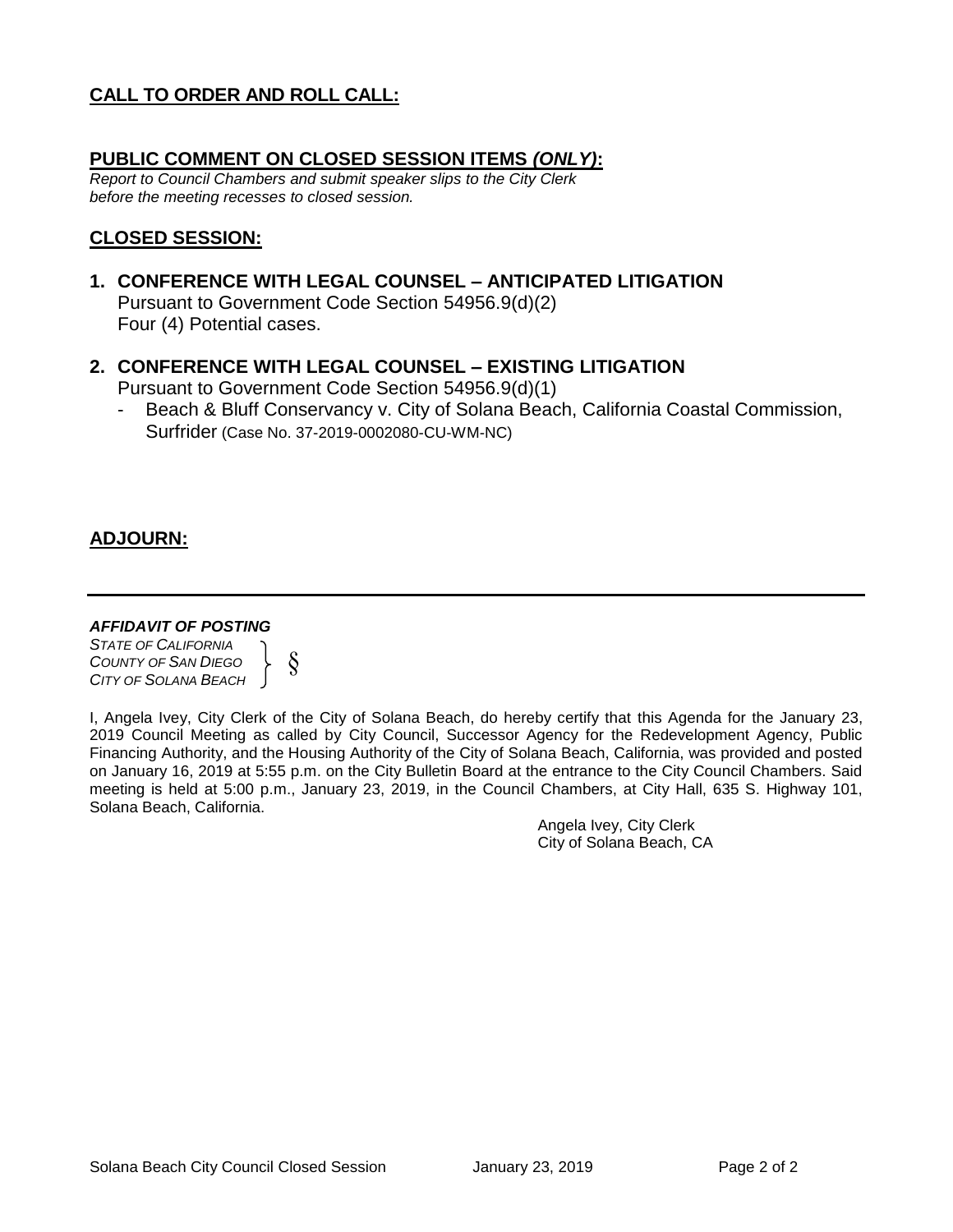## **CALL TO ORDER AND ROLL CALL:**

## **PUBLIC COMMENT ON CLOSED SESSION ITEMS *(ONLY)*:**

*Report to Council Chambers and submit speaker slips to the City Clerk before the meeting recesses to closed session.*

## **CLOSED SESSION:**

**1. CONFERENCE WITH LEGAL COUNSEL – ANTICIPATED LITIGATION**
Pursuant to Government Code Section 54956.9(d)(2)
Four (4) Potential cases.

**2. CONFERENCE WITH LEGAL COUNSEL – EXISTING LITIGATION**
Pursuant to Government Code Section 54956.9(d)(1)
- Beach & Bluff Conservancy v. City of Solana Beach, California Coastal Commission, Surfrider (Case No. 37-2019-0002080-CU-WM-NC)

## **ADJOURN:**

---

***AFFIDAVIT OF POSTING***

*STATE OF CALIFORNIA*
*COUNTY OF SAN DIEGO* } §
*CITY OF SOLANA BEACH*

I, Angela Ivey, City Clerk of the City of Solana Beach, do hereby certify that this Agenda for the January 23, 2019 Council Meeting as called by City Council, Successor Agency for the Redevelopment Agency, Public Financing Authority, and the Housing Authority of the City of Solana Beach, California, was provided and posted on January 16, 2019 at 5:55 p.m. on the City Bulletin Board at the entrance to the City Council Chambers. Said meeting is held at 5:00 p.m., January 23, 2019, in the Council Chambers, at City Hall, 635 S. Highway 101, Solana Beach, California.

Angela Ivey, City Clerk
City of Solana Beach, CA